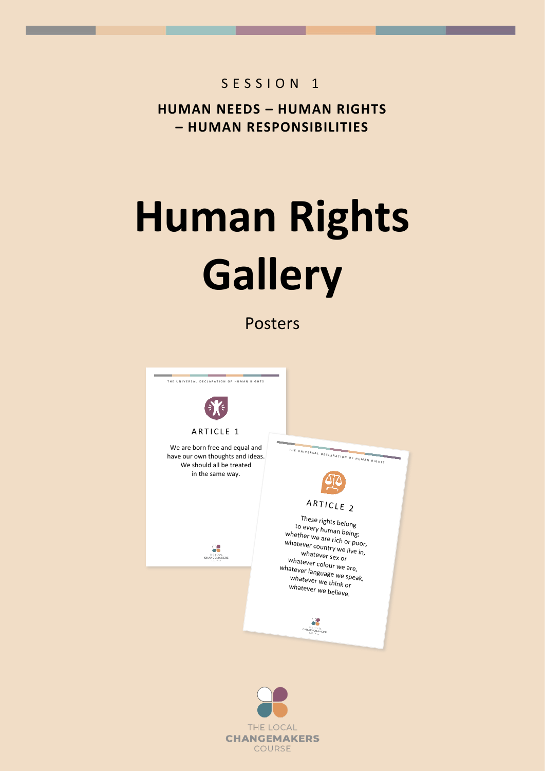SESSION 1

**HUMAN NEEDS – HUMAN RIGHTS – HUMAN RESPONSIBILITIES**

# Human Rights Gallery

Posters

THE UNIVERSAL DECLARATION OF HUMAN RIGHTS

ARTICLE 1

We are born free and equal and have our own thoughts and ideas. We should all be treated in the same way.

THE UNIVERSAL DECLARATION OF HUMAN RIGHTS

ARTICLE 2

These rights belong to every human being; whether we are rich or poor, whatever country we live in, whatever sex or whatever colour we are, whatever language we speak, whatever we think or whatever we believe.

THE LOCAL CHANGEMAKERS COURSE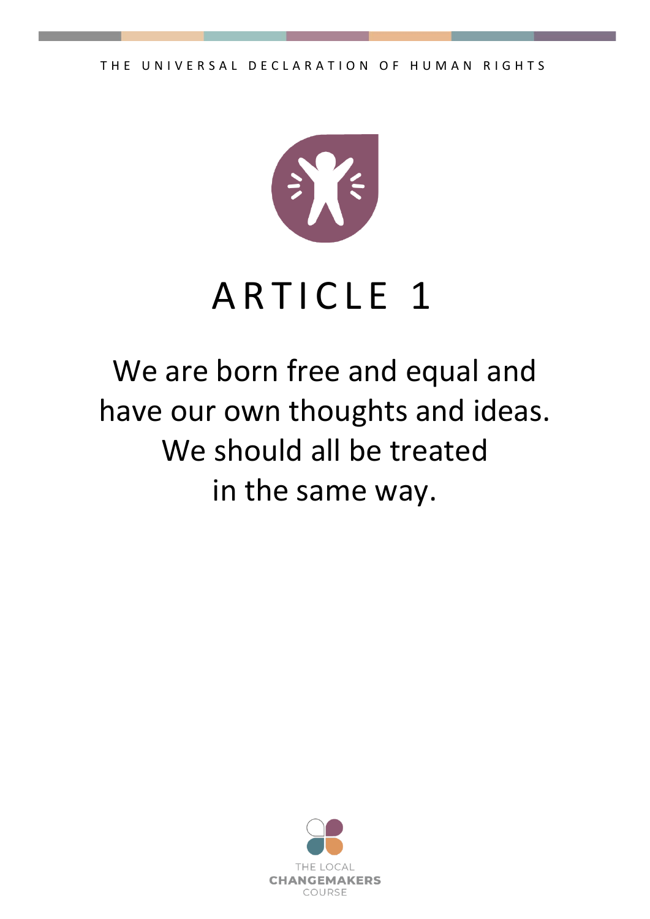# ARTICLE 1

We are born free and equal and have our own thoughts and ideas. We should all be treated in the same way.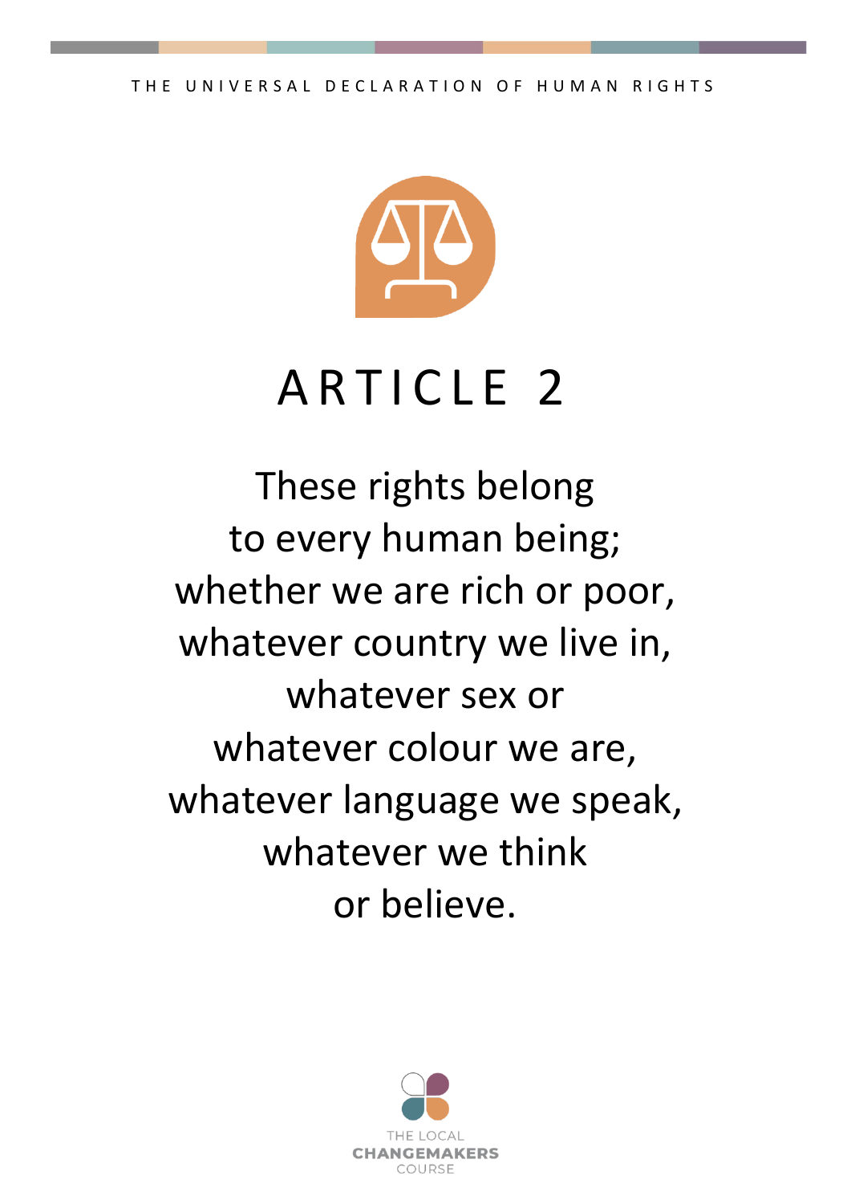# ARTICLE 2

These rights belong
to every human being;
whether we are rich or poor,
whatever country we live in,
whatever sex or
whatever colour we are,
whatever language we speak,
whatever we think
or believe.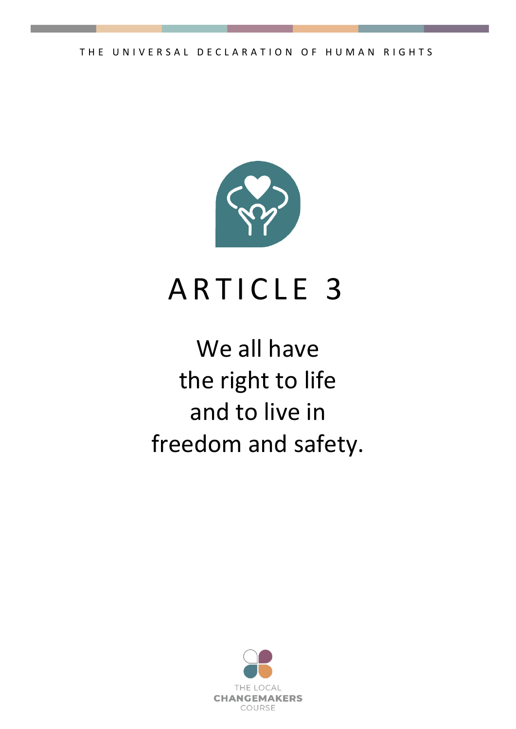THE UNIVERSAL DECLARATION OF HUMAN RIGHTS

# ARTICLE 3

We all have
the right to life
and to live in
freedom and safety.

THE LOCAL
**CHANGEMAKERS**
COURSE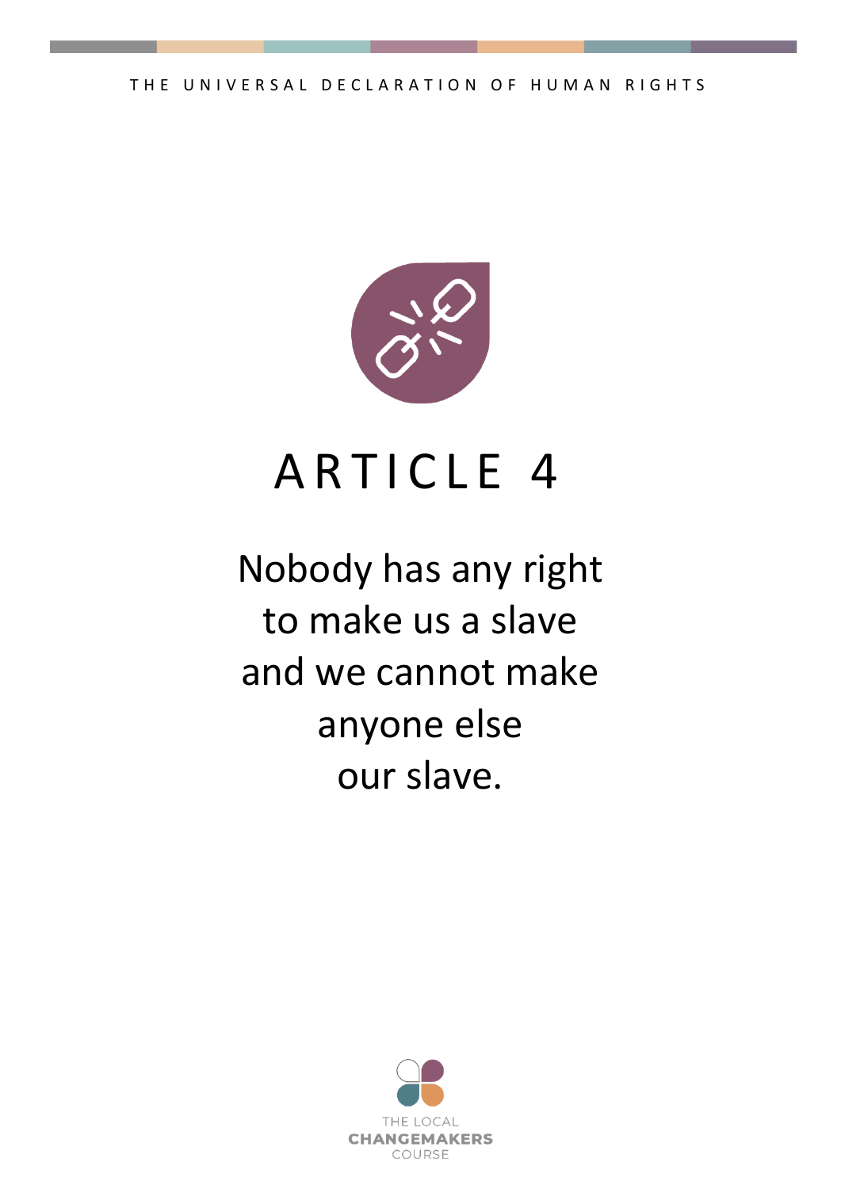# ARTICLE 4

Nobody has any right
to make us a slave
and we cannot make
anyone else
our slave.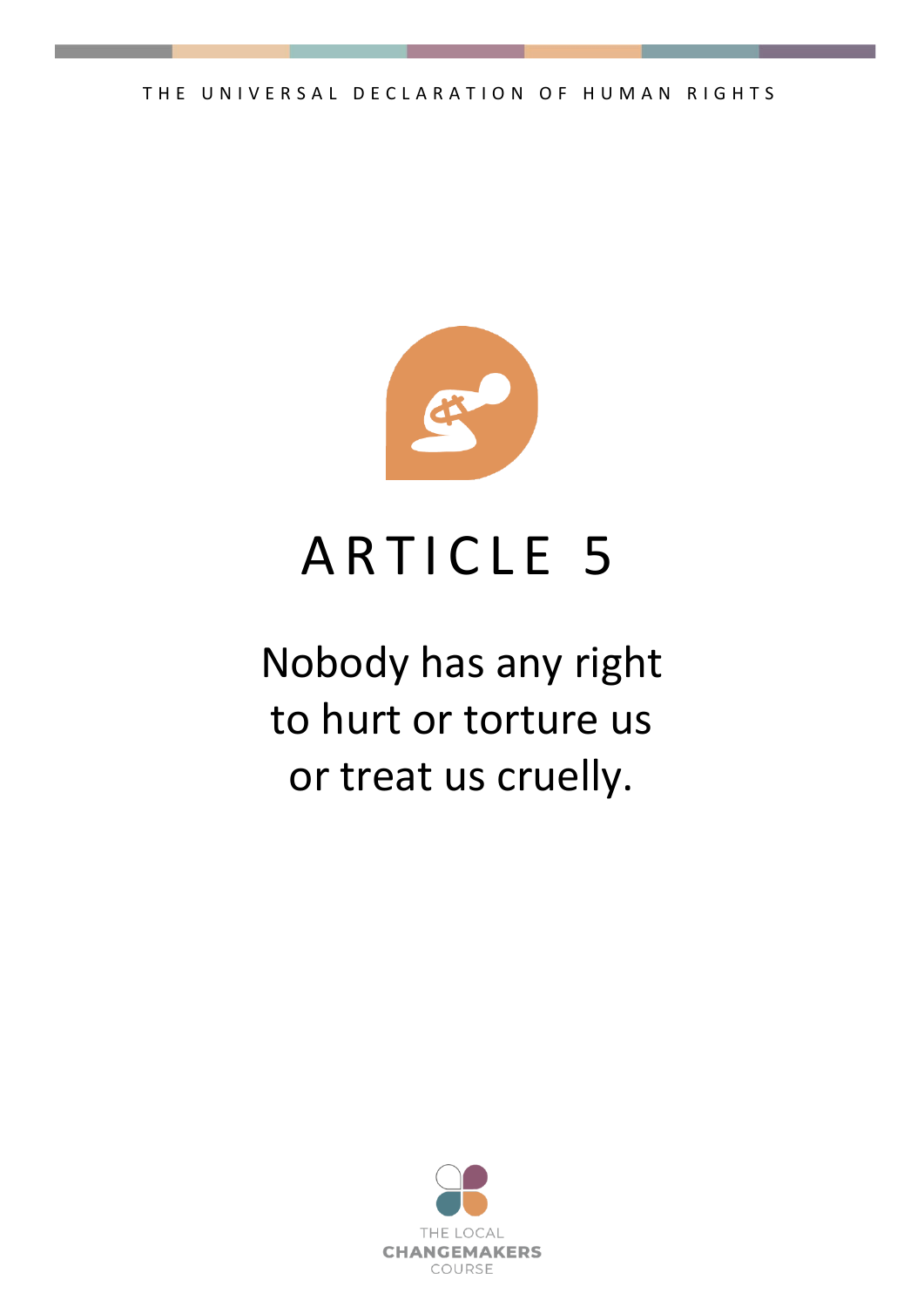# ARTICLE 5

Nobody has any right to hurt or torture us or treat us cruelly.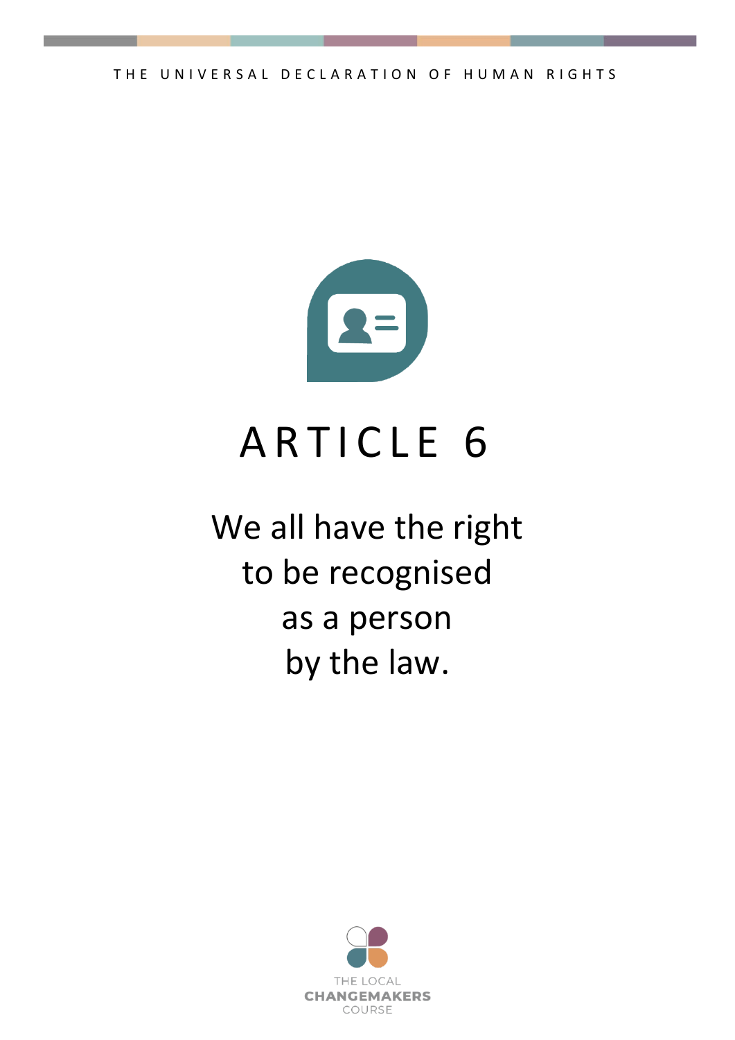THE UNIVERSAL DECLARATION OF HUMAN RIGHTS

# ARTICLE 6

We all have the right
to be recognised
as a person
by the law.

THE LOCAL
CHANGEMAKERS
COURSE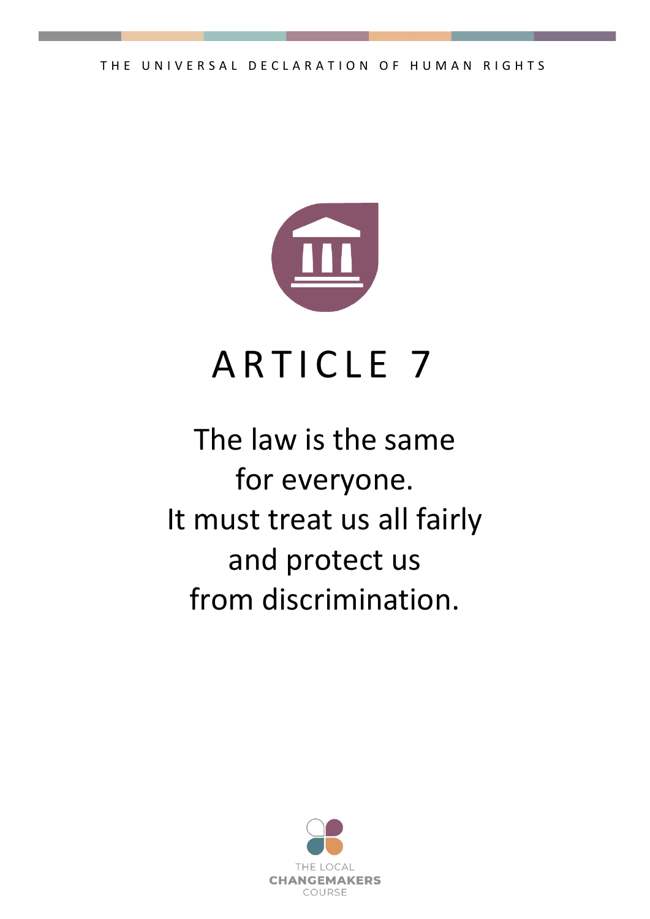# ARTICLE 7

The law is the same for everyone. It must treat us all fairly and protect us from discrimination.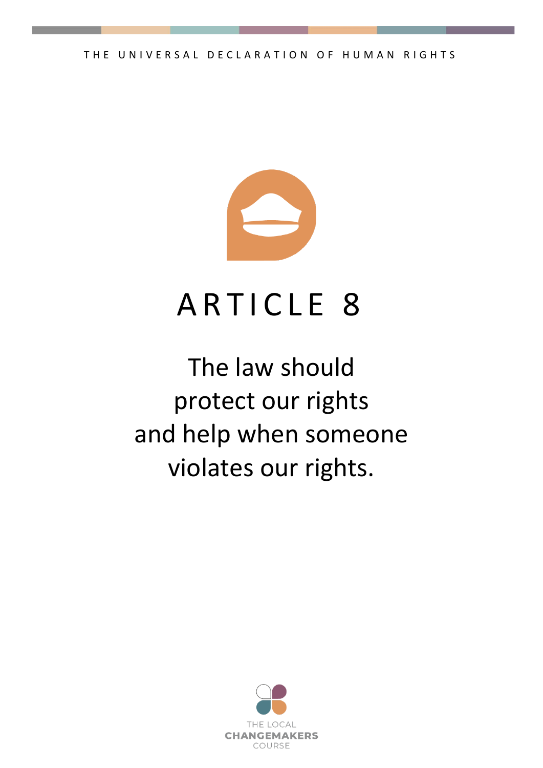THE UNIVERSAL DECLARATION OF HUMAN RIGHTS

# ARTICLE 8

The law should protect our rights and help when someone violates our rights.

THE LOCAL
CHANGEMAKERS
COURSE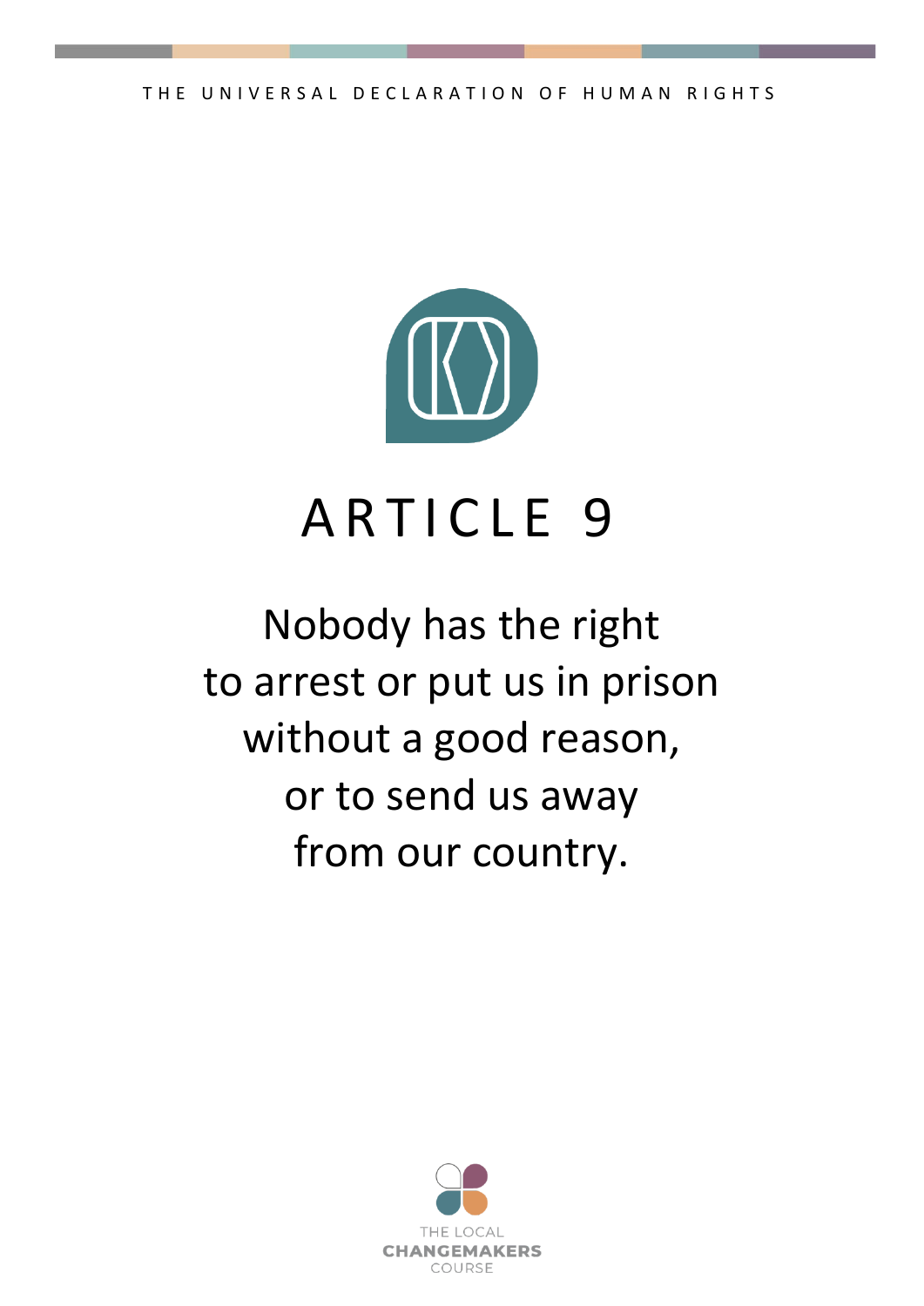# ARTICLE 9

Nobody has the right
to arrest or put us in prison
without a good reason,
or to send us away
from our country.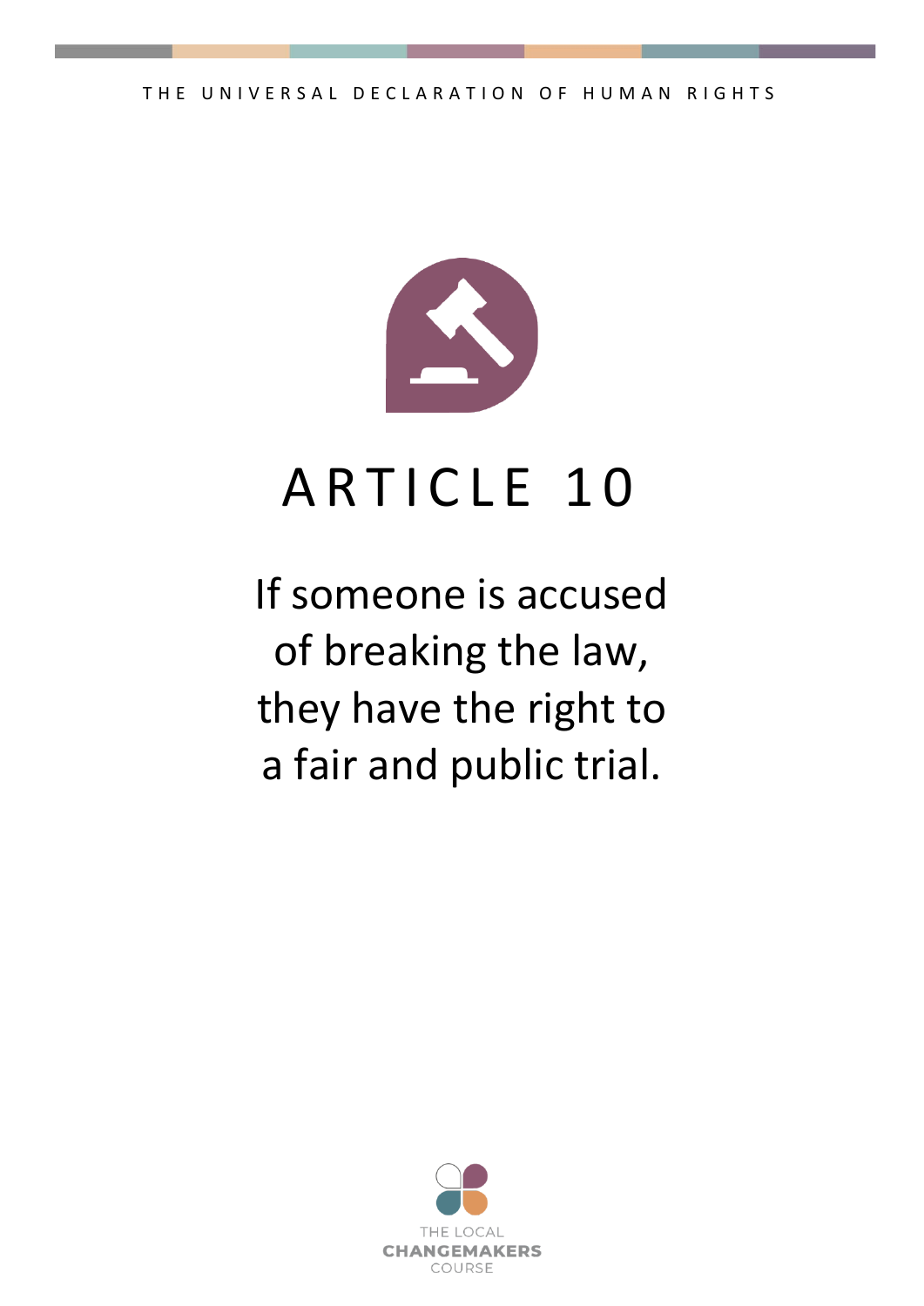# ARTICLE 10

If someone is accused of breaking the law, they have the right to a fair and public trial.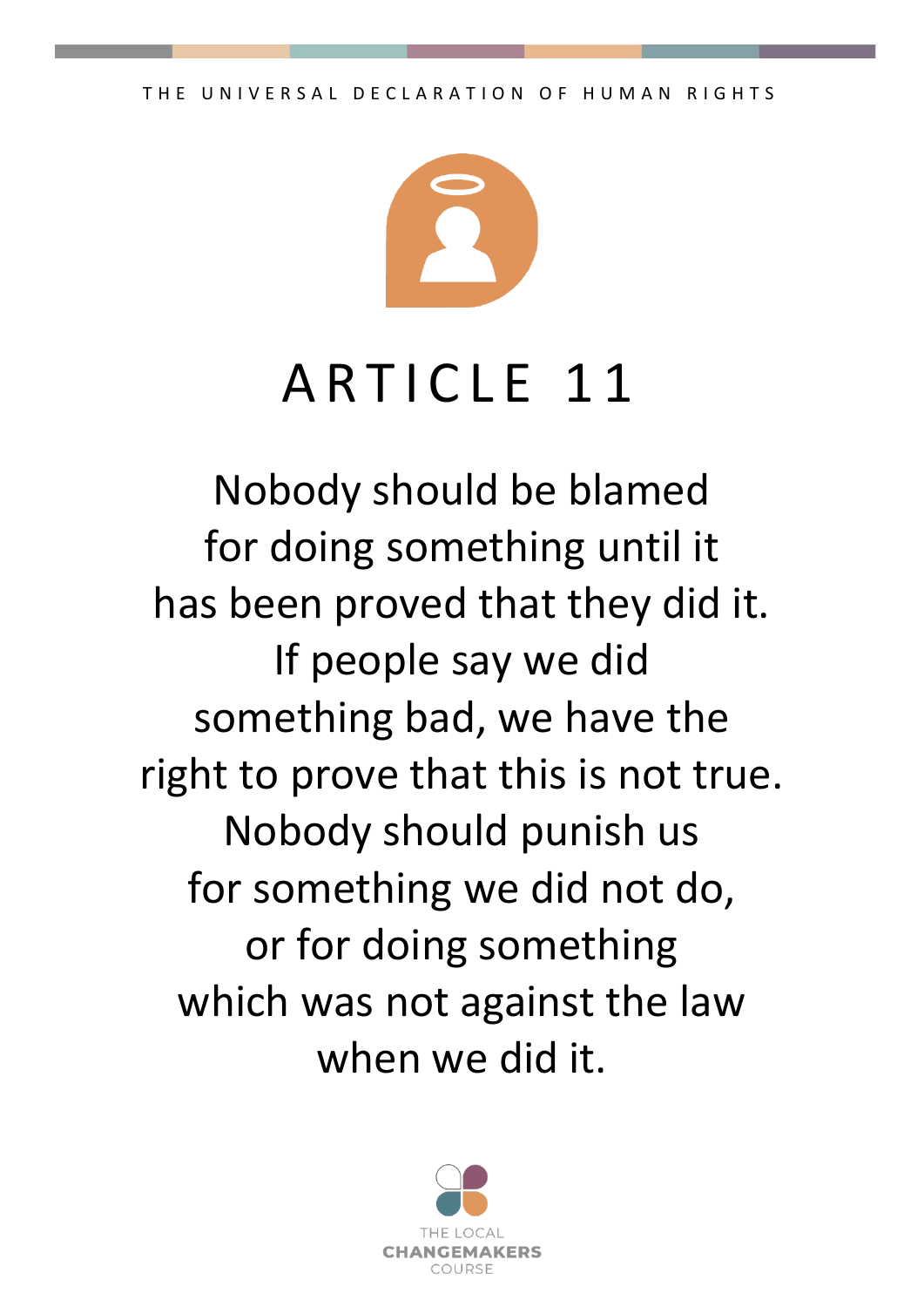# ARTICLE 11

Nobody should be blamed for doing something until it has been proved that they did it. If people say we did something bad, we have the right to prove that this is not true. Nobody should punish us for something we did not do, or for doing something which was not against the law when we did it.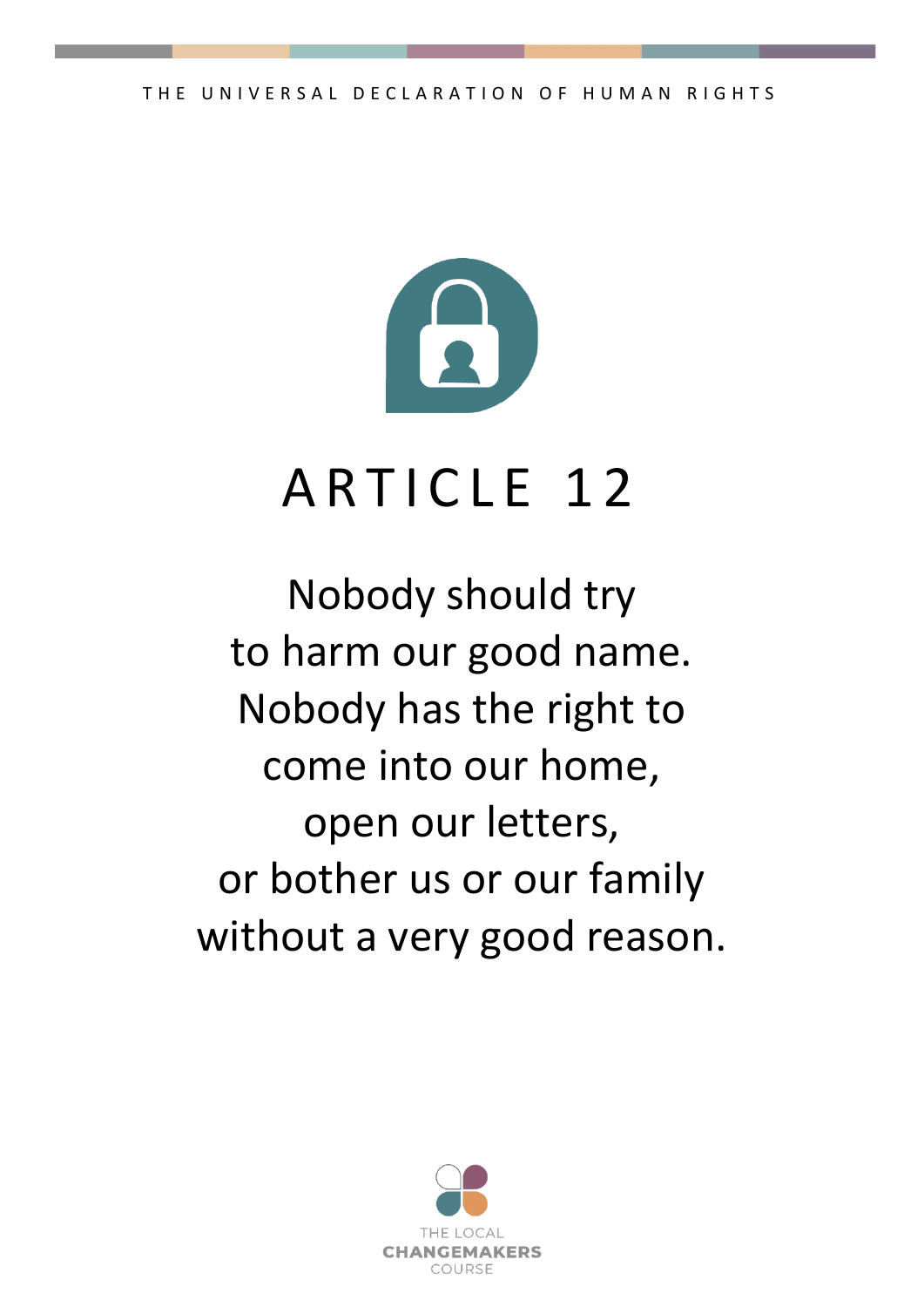# ARTICLE 12

Nobody should try
to harm our good name.
Nobody has the right to
come into our home,
open our letters,
or bother us or our family
without a very good reason.

THE LOCAL
**CHANGEMAKERS**
COURSE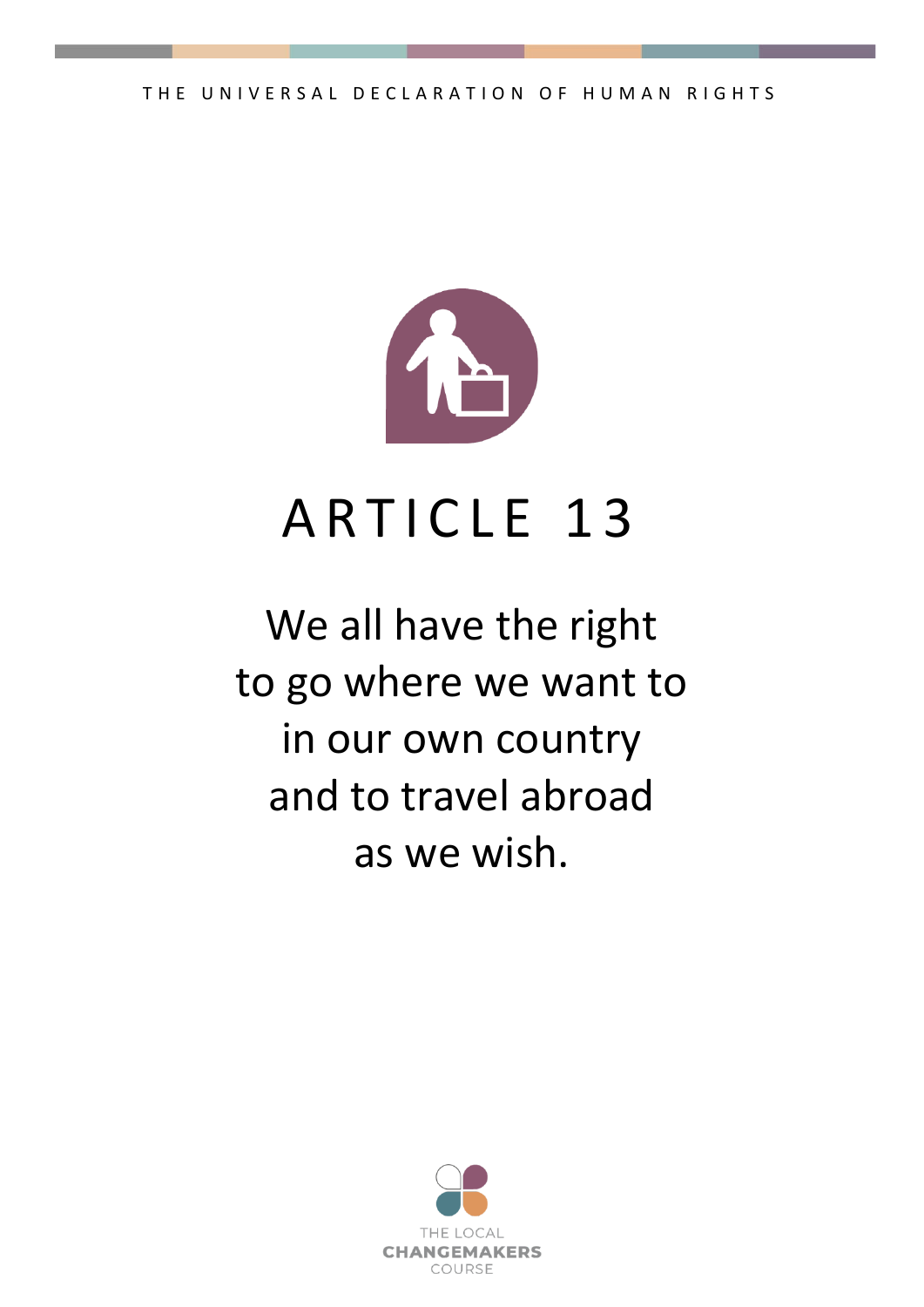# ARTICLE 13

We all have the right to go where we want to in our own country and to travel abroad as we wish.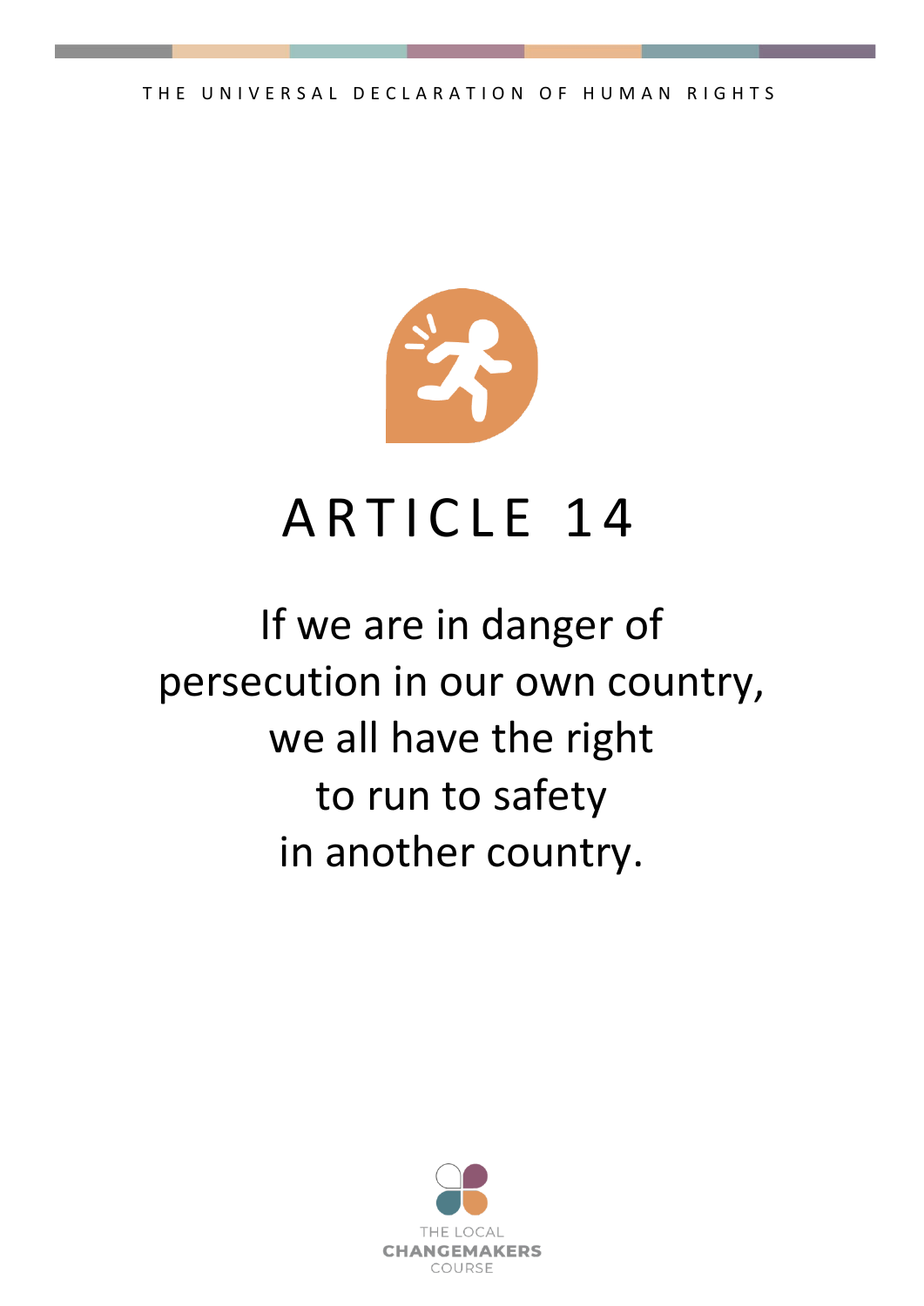THE UNIVERSAL DECLARATION OF HUMAN RIGHTS

# ARTICLE 14

If we are in danger of persecution in our own country, we all have the right to run to safety in another country.

THE LOCAL CHANGEMAKERS COURSE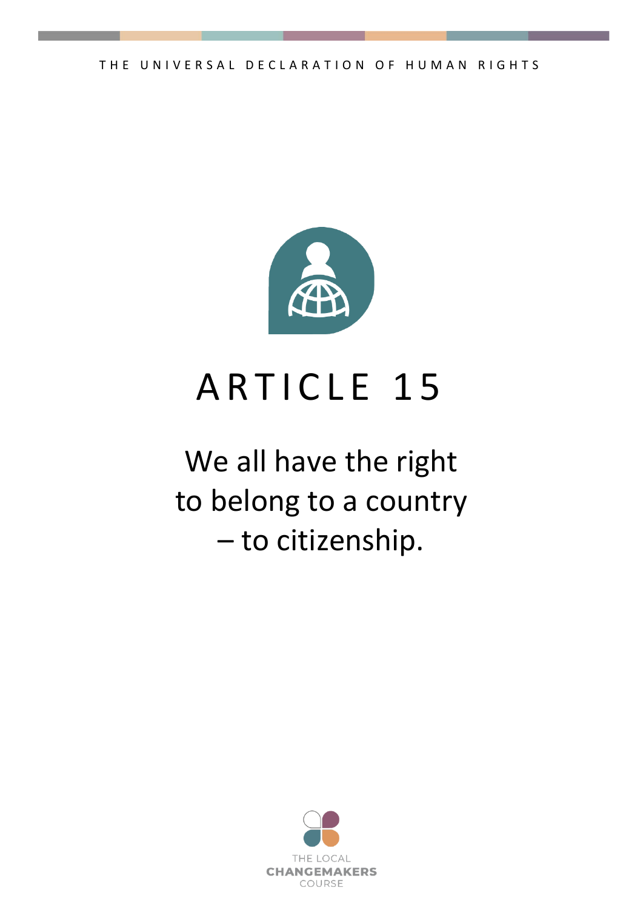THE UNIVERSAL DECLARATION OF HUMAN RIGHTS

# ARTICLE 15

We all have the right to belong to a country – to citizenship.

THE LOCAL CHANGEMAKERS COURSE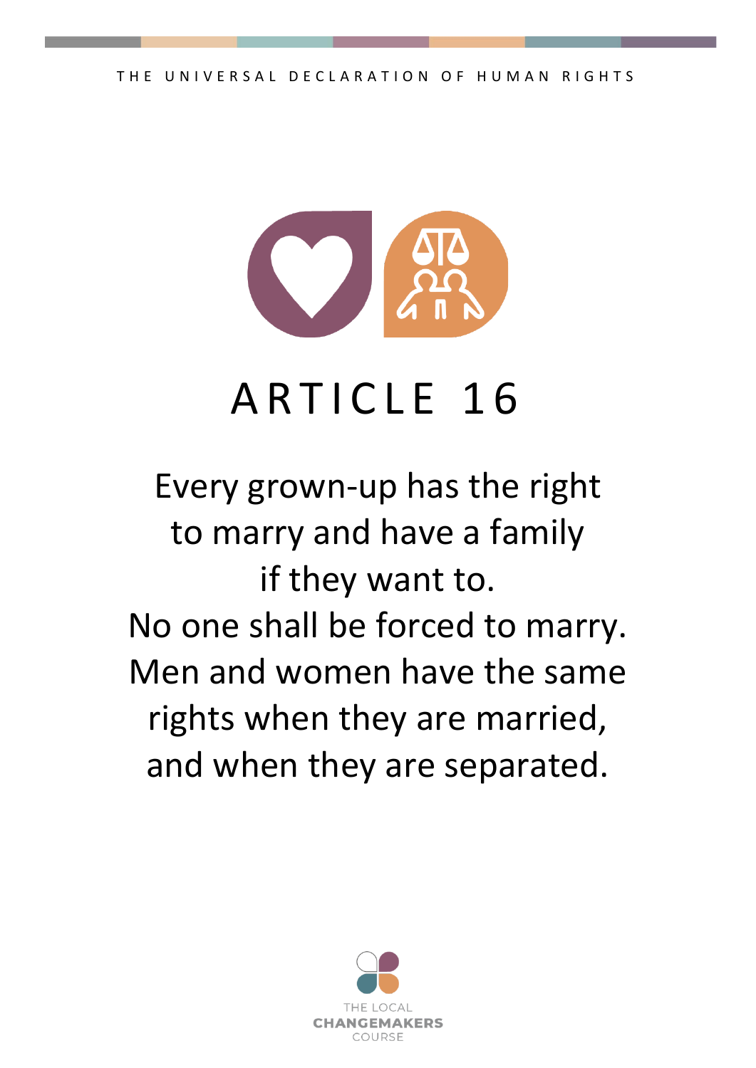# ARTICLE 16

Every grown-up has the right to marry and have a family if they want to.
No one shall be forced to marry.
Men and women have the same rights when they are married, and when they are separated.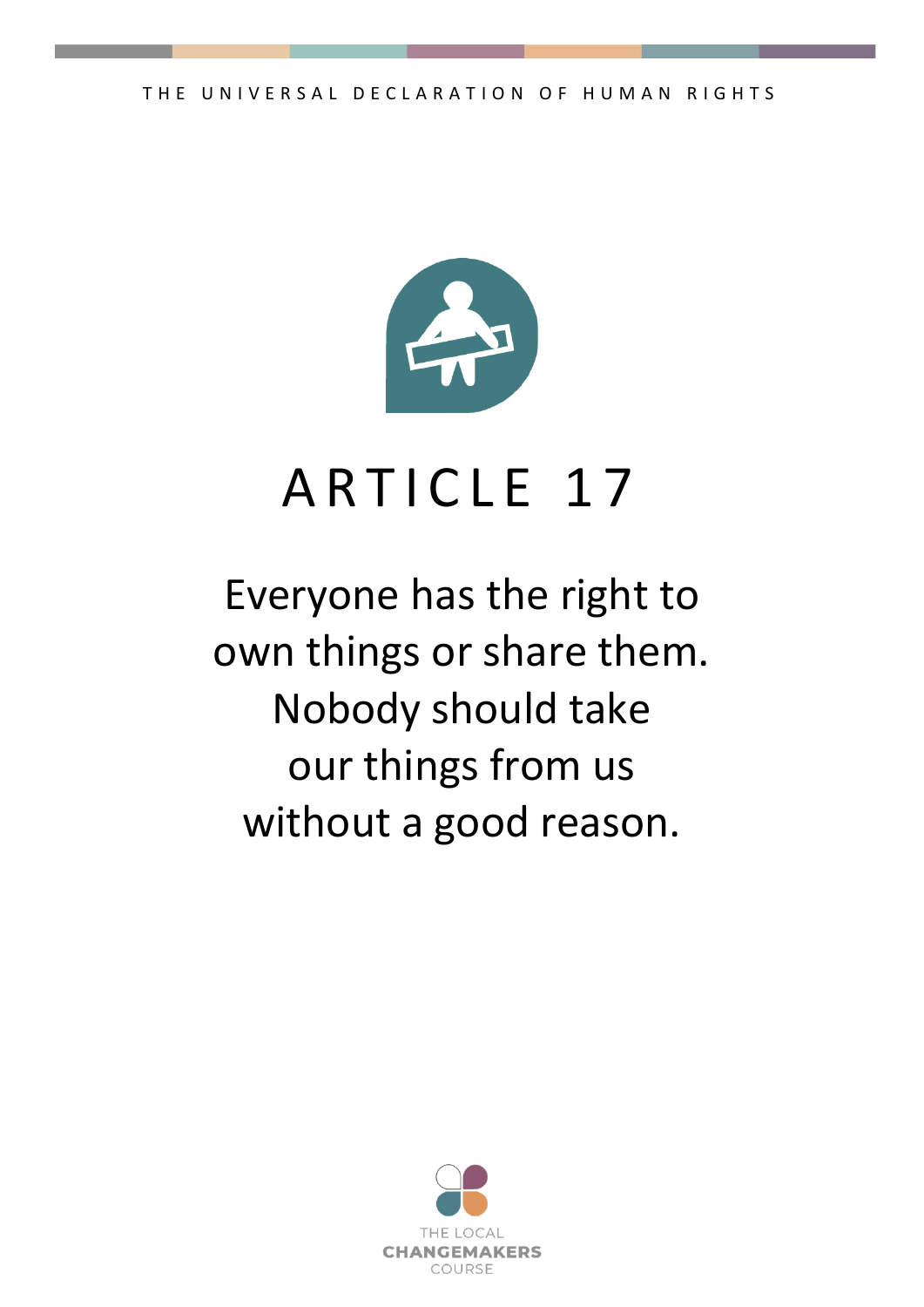THE UNIVERSAL DECLARATION OF HUMAN RIGHTS

# ARTICLE 17

Everyone has the right to own things or share them. Nobody should take our things from us without a good reason.

THE LOCAL
**CHANGEMAKERS**
COURSE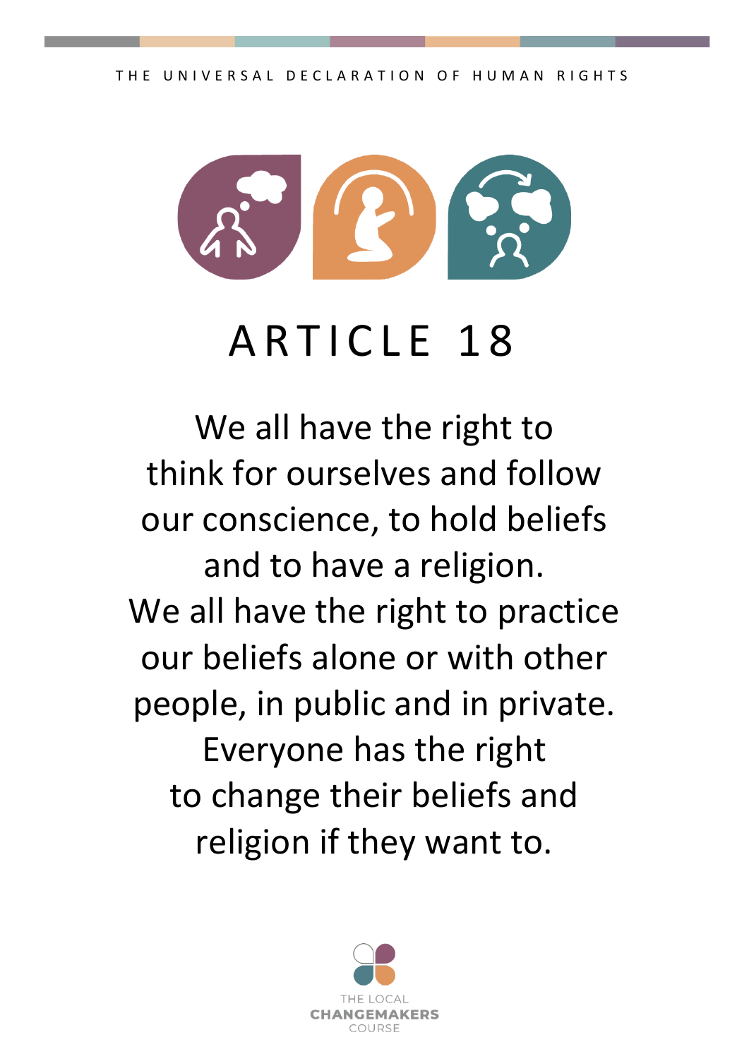THE UNIVERSAL DECLARATION OF HUMAN RIGHTS

# ARTICLE 18

We all have the right to think for ourselves and follow our conscience, to hold beliefs and to have a religion. We all have the right to practice our beliefs alone or with other people, in public and in private. Everyone has the right to change their beliefs and religion if they want to.

THE LOCAL CHANGEMAKERS COURSE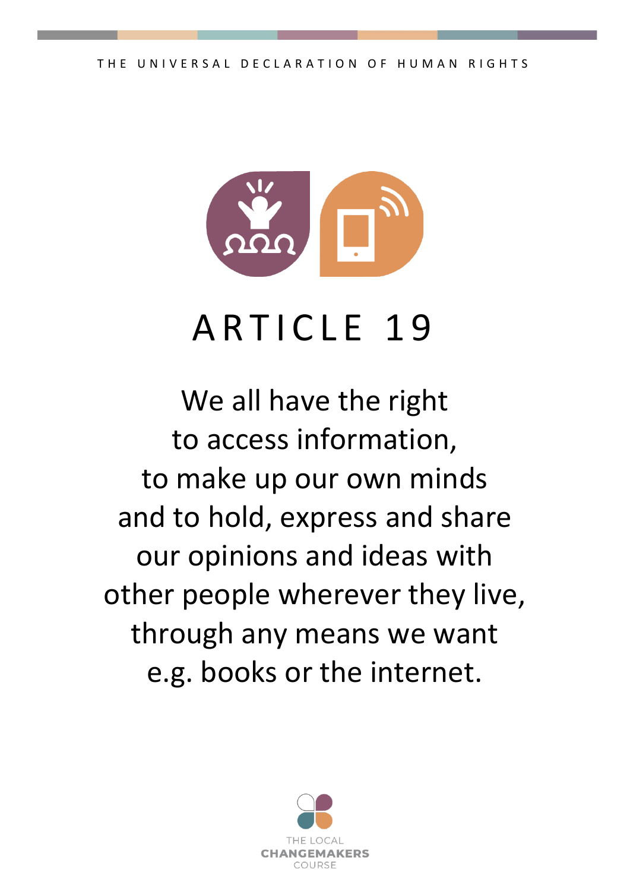THE UNIVERSAL DECLARATION OF HUMAN RIGHTS

# ARTICLE 19

We all have the right
to access information,
to make up our own minds
and to hold, express and share
our opinions and ideas with
other people wherever they live,
through any means we want
e.g. books or the internet.

THE LOCAL
CHANGEMAKERS
COURSE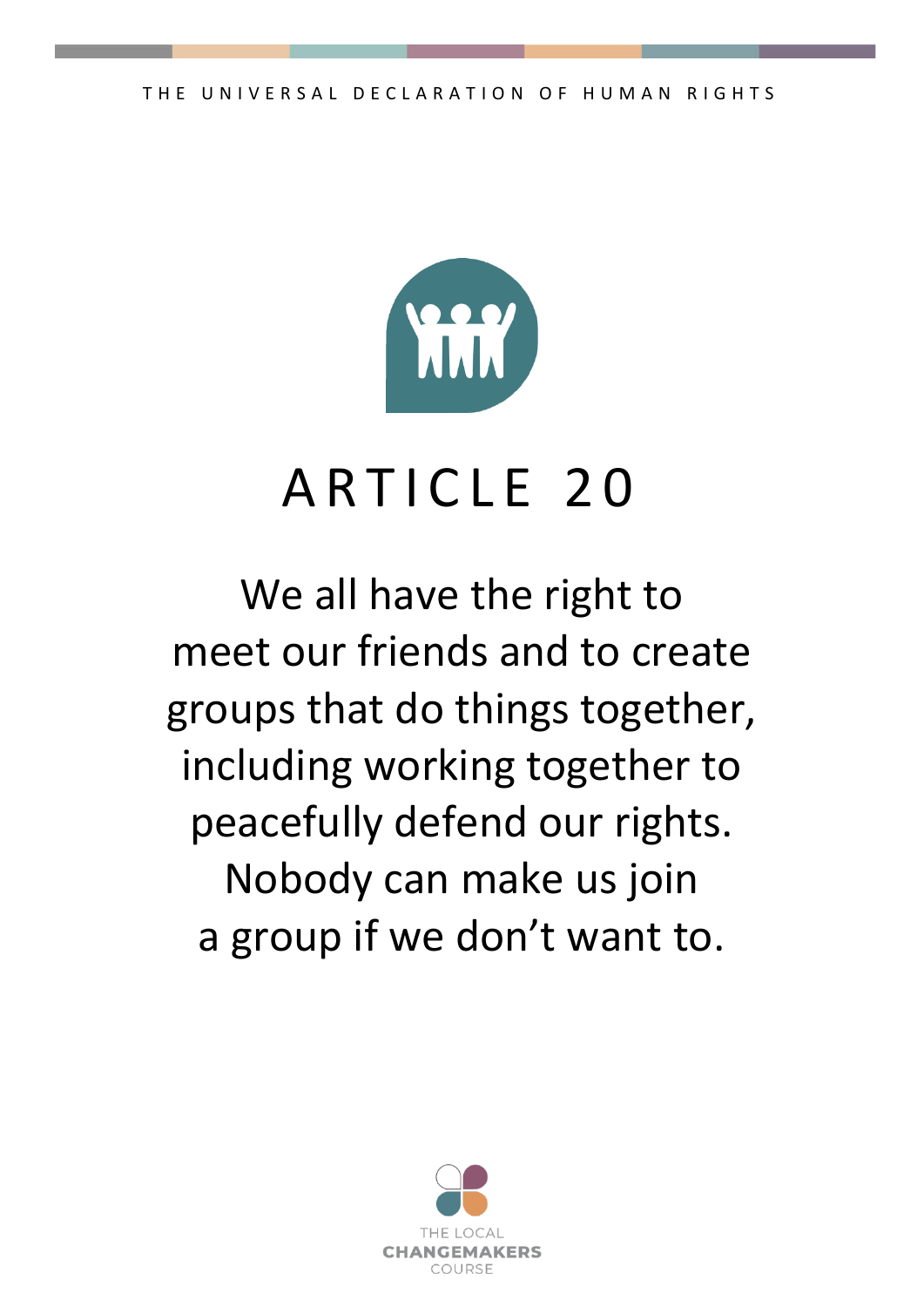# ARTICLE 20

We all have the right to meet our friends and to create groups that do things together, including working together to peacefully defend our rights. Nobody can make us join a group if we don't want to.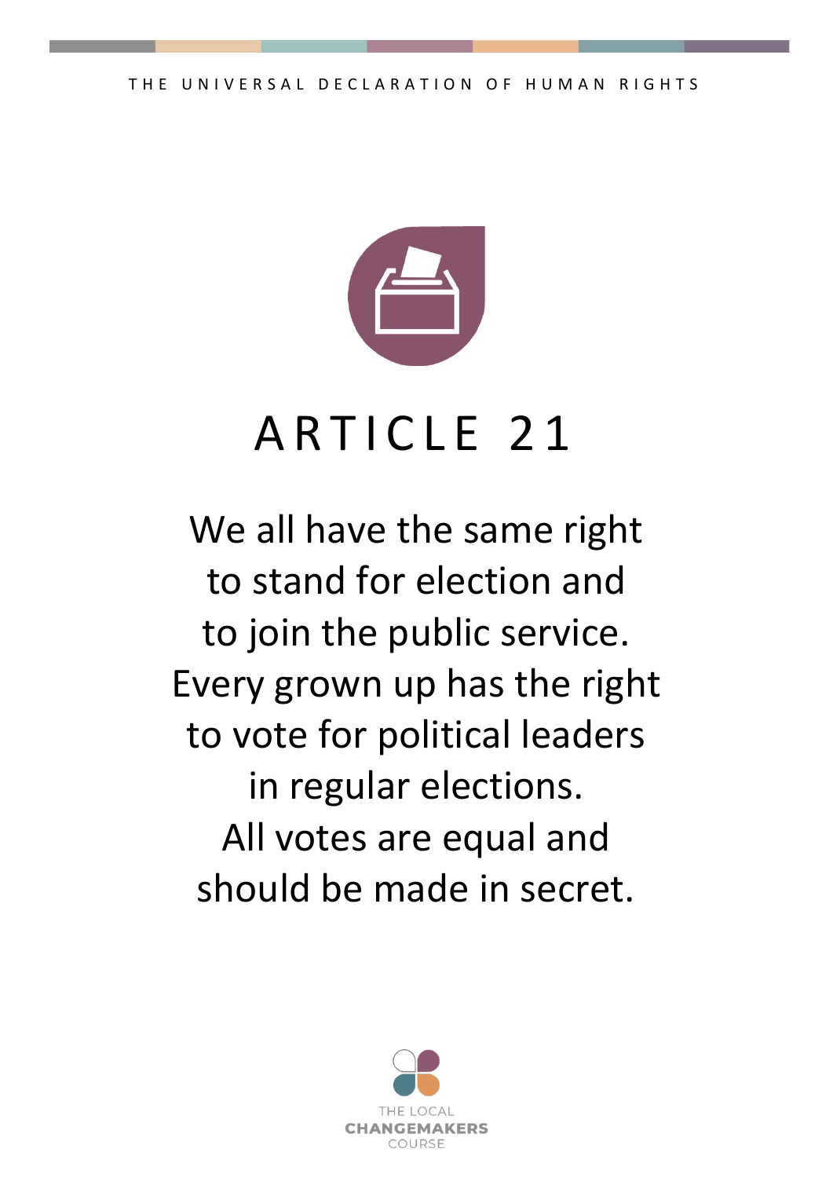# ARTICLE 21

We all have the same right to stand for election and to join the public service. Every grown up has the right to vote for political leaders in regular elections. All votes are equal and should be made in secret.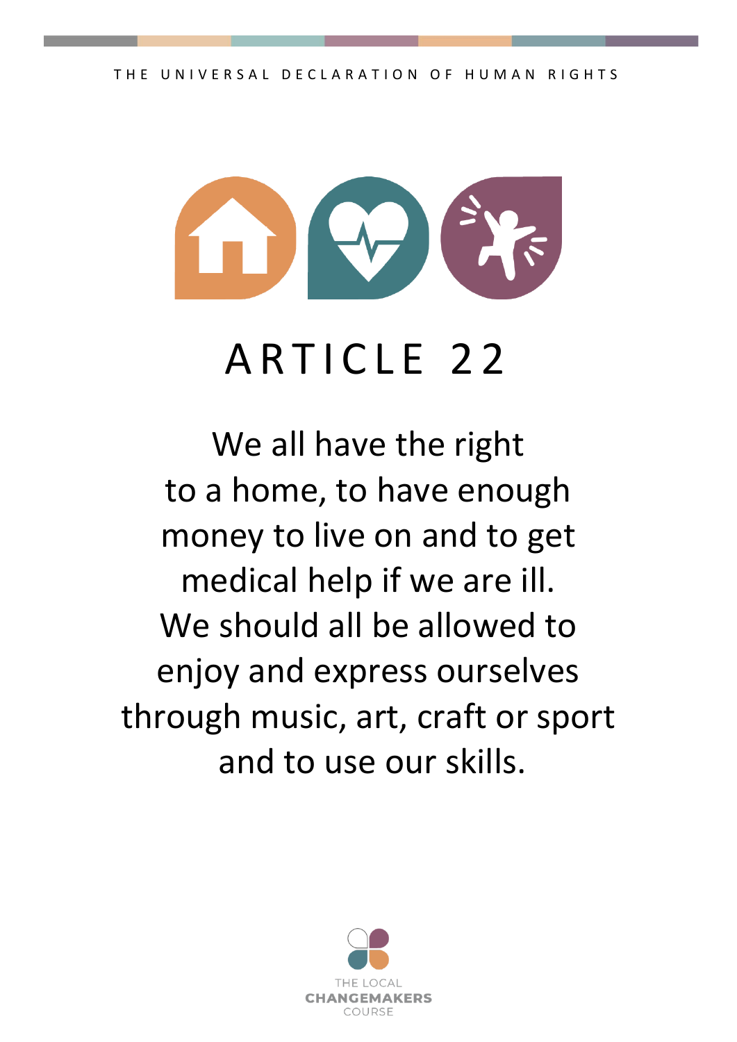THE UNIVERSAL DECLARATION OF HUMAN RIGHTS

# ARTICLE 22

We all have the right to a home, to have enough money to live on and to get medical help if we are ill. We should all be allowed to enjoy and express ourselves through music, art, craft or sport and to use our skills.

THE LOCAL CHANGEMAKERS COURSE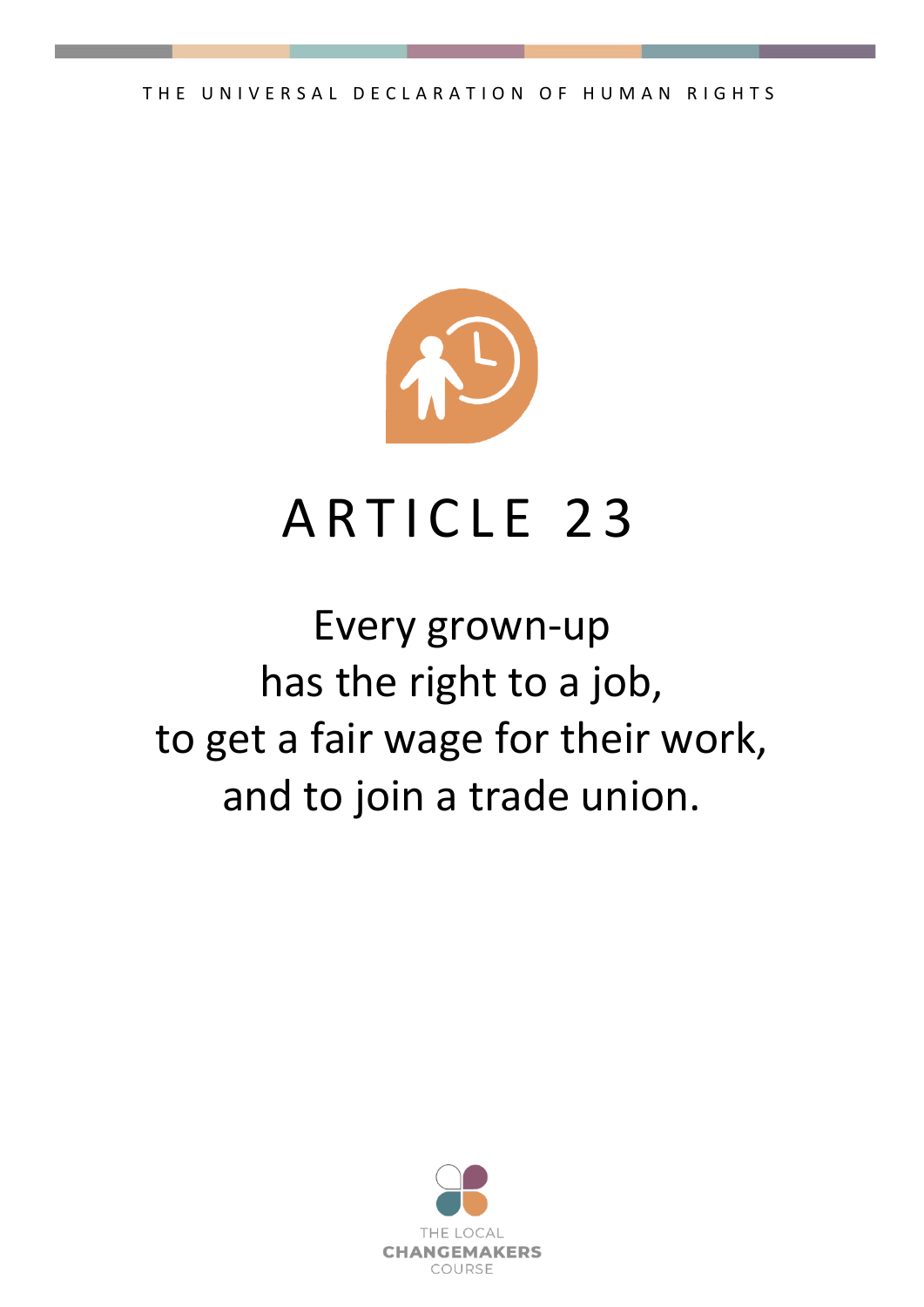THE UNIVERSAL DECLARATION OF HUMAN RIGHTS

# ARTICLE 23

Every grown-up
has the right to a job,
to get a fair wage for their work,
and to join a trade union.

THE LOCAL
CHANGEMAKERS
COURSE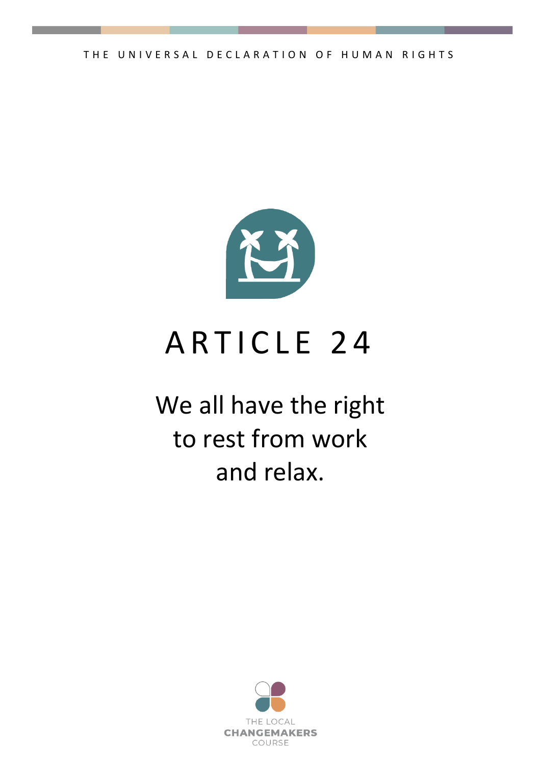THE UNIVERSAL DECLARATION OF HUMAN RIGHTS

# ARTICLE 24

We all have the right to rest from work and relax.

THE LOCAL
**CHANGEMAKERS**
COURSE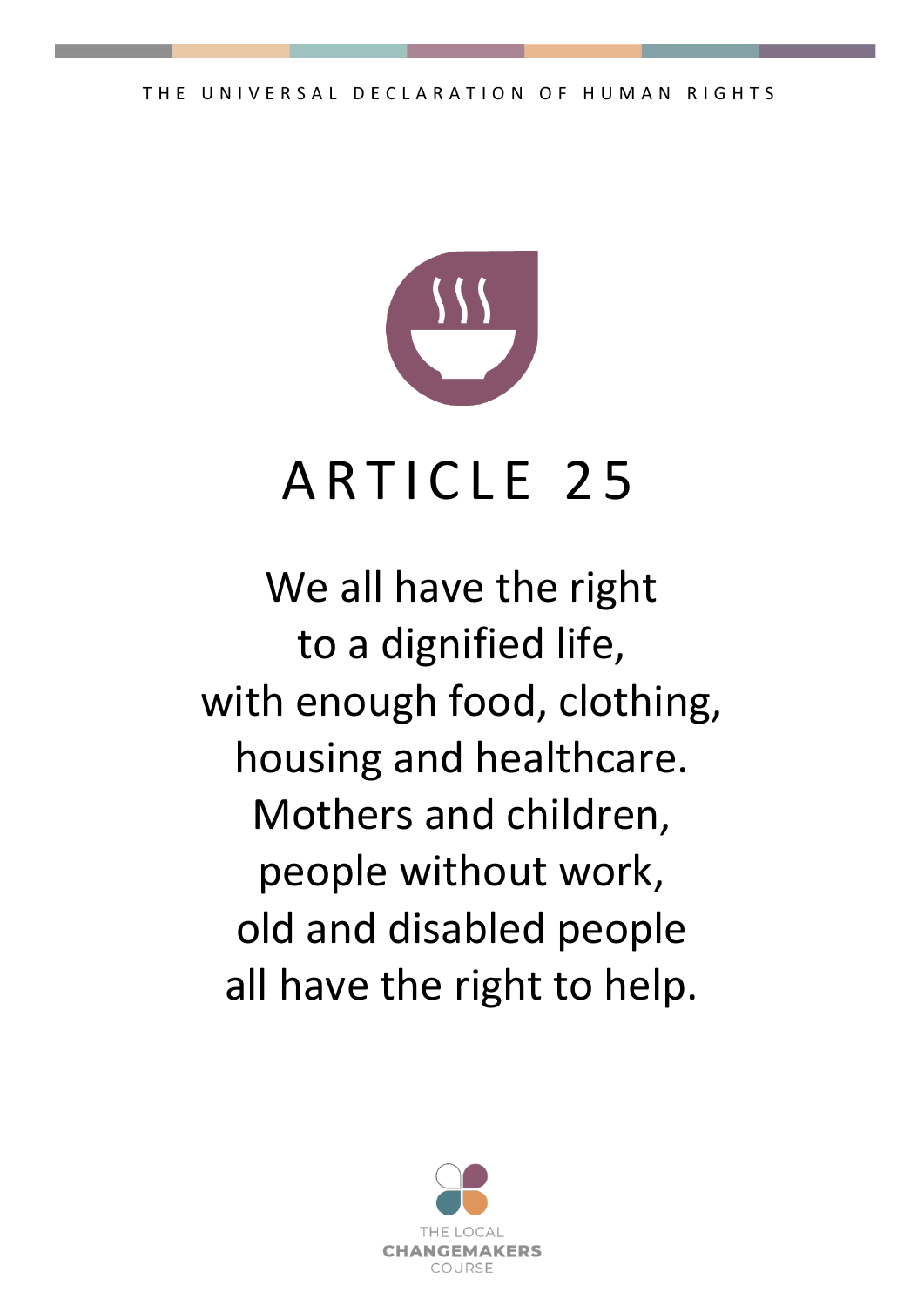THE UNIVERSAL DECLARATION OF HUMAN RIGHTS

# ARTICLE 25

We all have the right
to a dignified life,
with enough food, clothing,
housing and healthcare.
Mothers and children,
people without work,
old and disabled people
all have the right to help.

THE LOCAL
**CHANGEMAKERS**
COURSE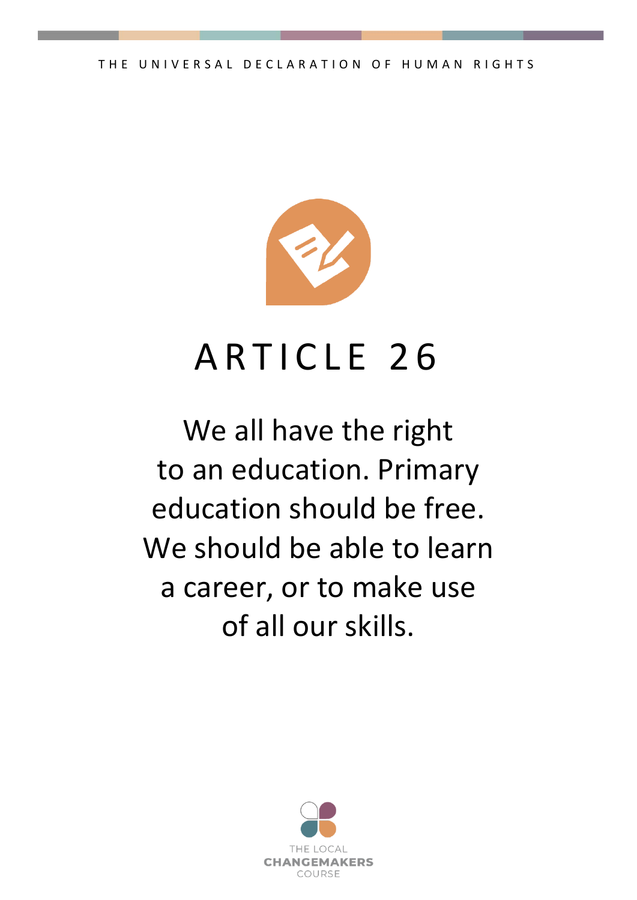THE UNIVERSAL DECLARATION OF HUMAN RIGHTS

# ARTICLE 26

We all have the right to an education. Primary education should be free. We should be able to learn a career, or to make use of all our skills.

THE LOCAL CHANGEMAKERS COURSE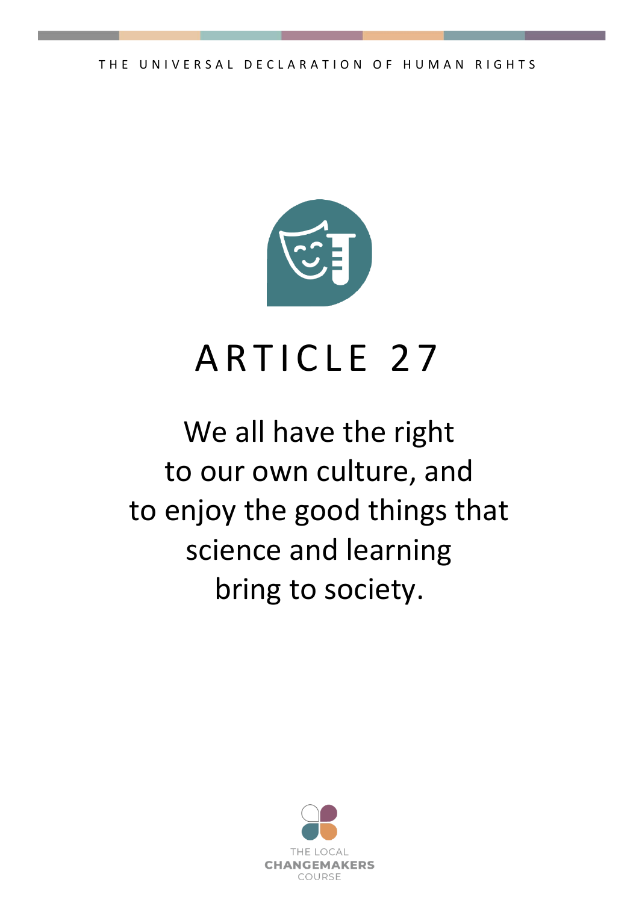THE UNIVERSAL DECLARATION OF HUMAN RIGHTS

# ARTICLE 27

We all have the right
to our own culture, and
to enjoy the good things that
science and learning
bring to society.

THE LOCAL
CHANGEMAKERS
COURSE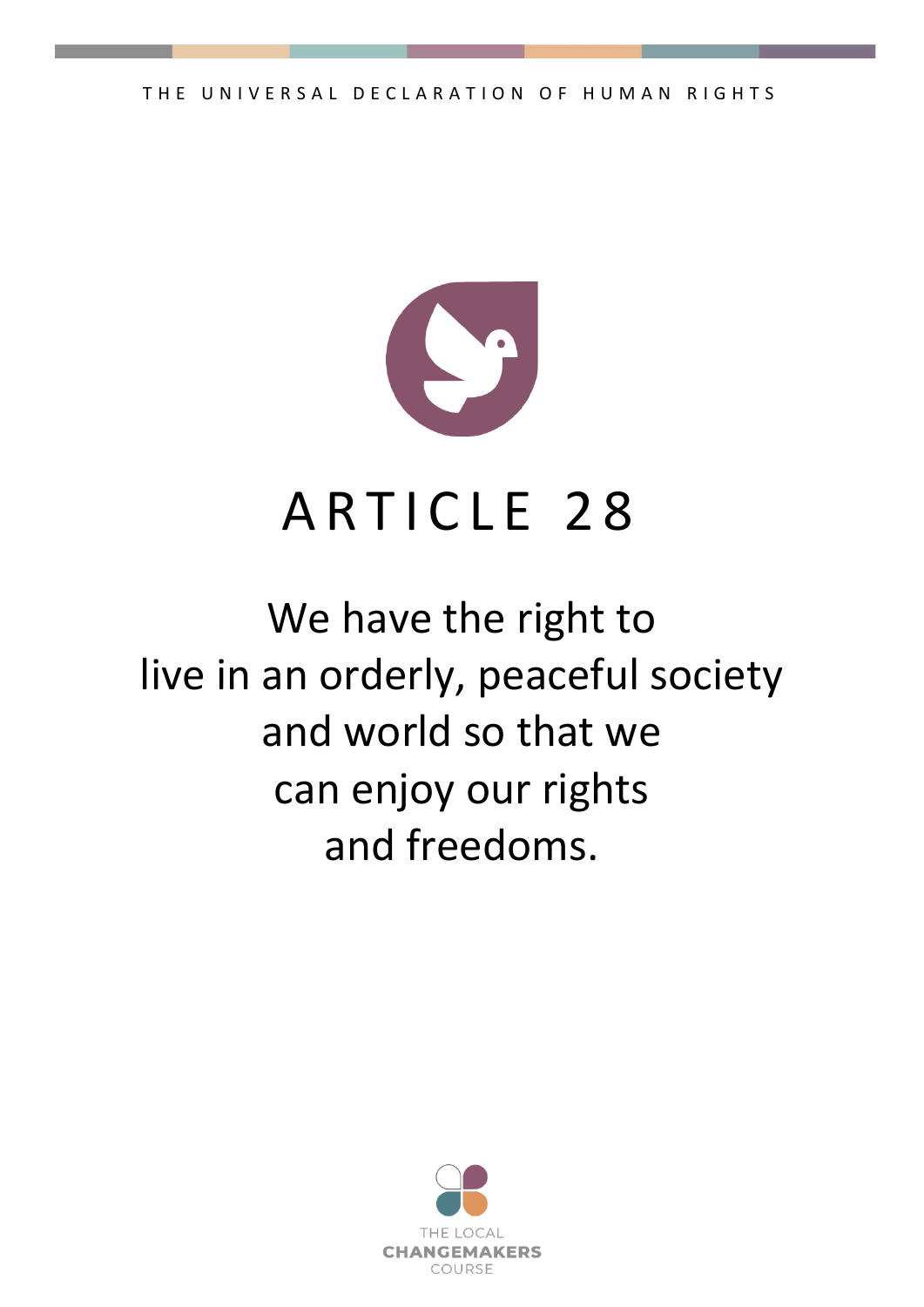# ARTICLE 28

We have the right to live in an orderly, peaceful society and world so that we can enjoy our rights and freedoms.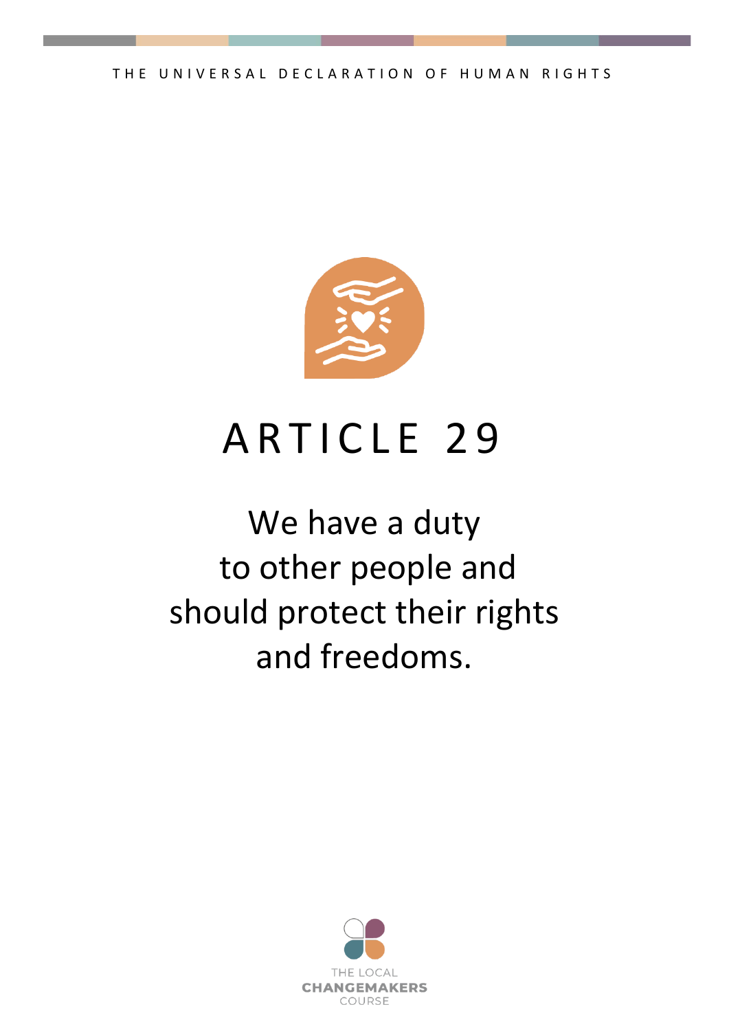# ARTICLE 29

We have a duty to other people and should protect their rights and freedoms.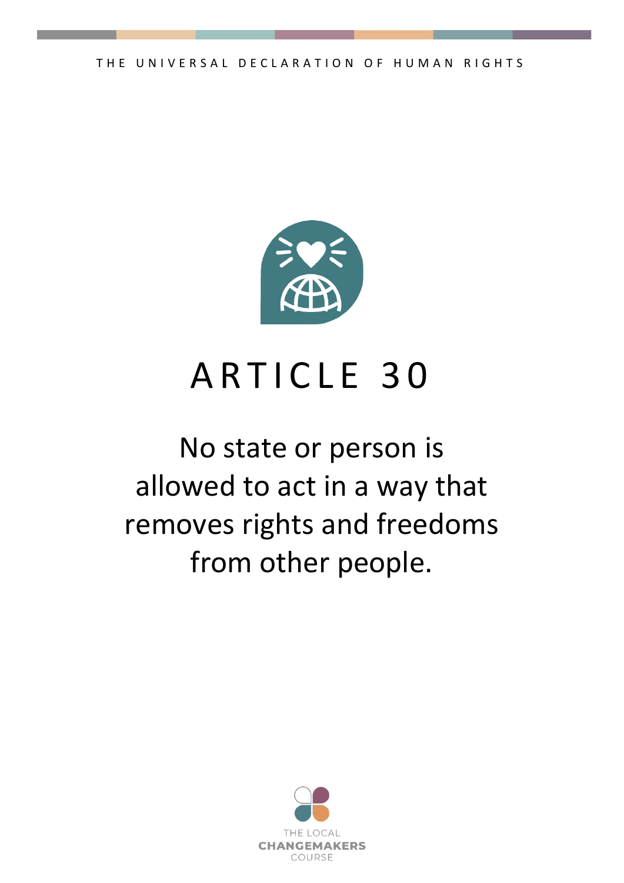THE UNIVERSAL DECLARATION OF HUMAN RIGHTS

# ARTICLE 30

No state or person is allowed to act in a way that removes rights and freedoms from other people.

THE LOCAL
**CHANGEMAKERS**
COURSE